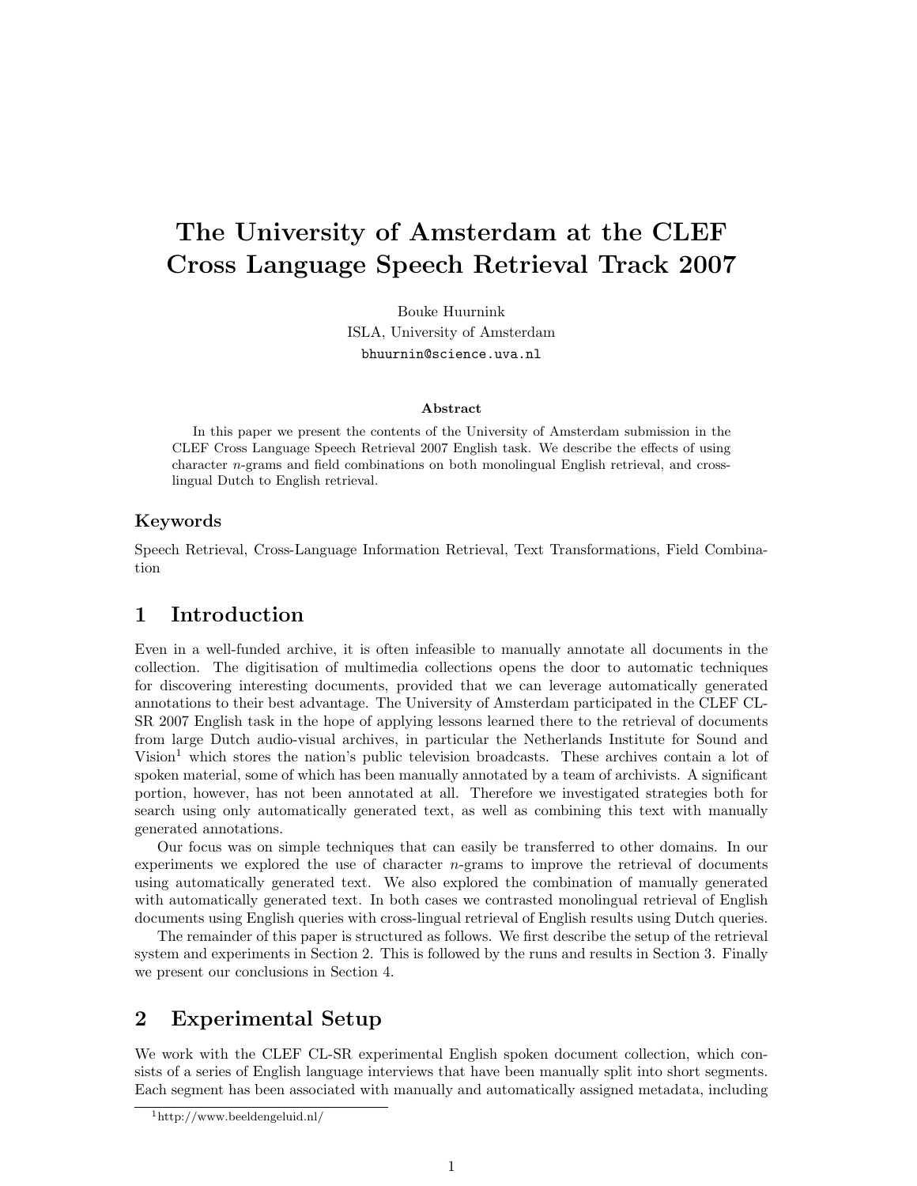# The University of Amsterdam at the CLEF Cross Language Speech Retrieval Track 2007

Bouke Huurnink
ISLA, University of Amsterdam
bhuurnin@science.uva.nl

**Abstract**

In this paper we present the contents of the University of Amsterdam submission in the CLEF Cross Language Speech Retrieval 2007 English task. We describe the effects of using character $n$-grams and field combinations on both monolingual English retrieval, and cross-lingual Dutch to English retrieval.

### Keywords

Speech Retrieval, Cross-Language Information Retrieval, Text Transformations, Field Combination

## 1 Introduction

Even in a well-funded archive, it is often infeasible to manually annotate all documents in the collection. The digitisation of multimedia collections opens the door to automatic techniques for discovering interesting documents, provided that we can leverage automatically generated annotations to their best advantage. The University of Amsterdam participated in the CLEF CL-SR 2007 English task in the hope of applying lessons learned there to the retrieval of documents from large Dutch audio-visual archives, in particular the Netherlands Institute for Sound and Vision[1] which stores the nation's public television broadcasts. These archives contain a lot of spoken material, some of which has been manually annotated by a team of archivists. A significant portion, however, has not been annotated at all. Therefore we investigated strategies both for search using only automatically generated text, as well as combining this text with manually generated annotations.

Our focus was on simple techniques that can easily be transferred to other domains. In our experiments we explored the use of character $n$-grams to improve the retrieval of documents using automatically generated text. We also explored the combination of manually generated with automatically generated text. In both cases we contrasted monolingual retrieval of English documents using English queries with cross-lingual retrieval of English results using Dutch queries.

The remainder of this paper is structured as follows. We first describe the setup of the retrieval system and experiments in Section 2. This is followed by the runs and results in Section 3. Finally we present our conclusions in Section 4.

## 2 Experimental Setup

We work with the CLEF CL-SR experimental English spoken document collection, which consists of a series of English language interviews that have been manually split into short segments. Each segment has been associated with manually and automatically assigned metadata, including

[1] http://www.beeldengeluid.nl/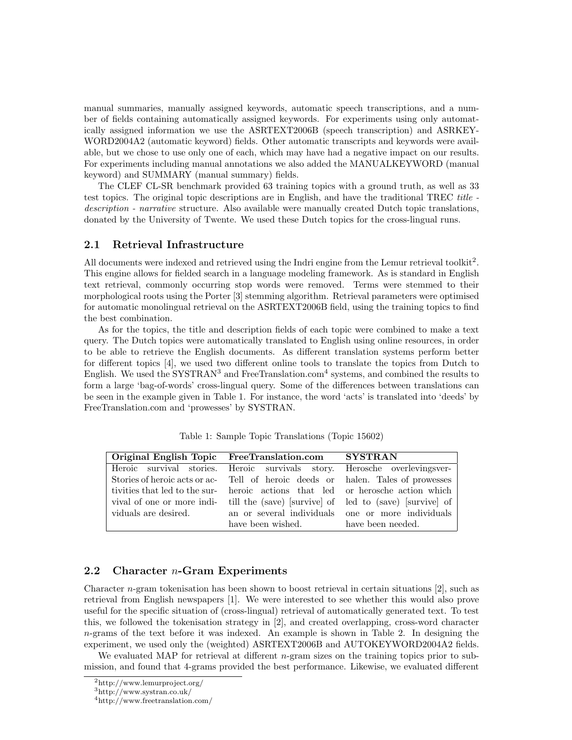manual summaries, manually assigned keywords, automatic speech transcriptions, and a number of fields containing automatically assigned keywords. For experiments using only automatically assigned information we use the ASRTEXT2006B (speech transcription) and ASRKEYWORD2004A2 (automatic keyword) fields. Other automatic transcripts and keywords were available, but we chose to use only one of each, which may have had a negative impact on our results. For experiments including manual annotations we also added the MANUALKEYWORD (manual keyword) and SUMMARY (manual summary) fields.

The CLEF CL-SR benchmark provided 63 training topics with a ground truth, as well as 33 test topics. The original topic descriptions are in English, and have the traditional TREC *title - description - narrative* structure. Also available were manually created Dutch topic translations, donated by the University of Twente. We used these Dutch topics for the cross-lingual runs.

### 2.1 Retrieval Infrastructure

All documents were indexed and retrieved using the Indri engine from the Lemur retrieval toolkit[2]. This engine allows for fielded search in a language modeling framework. As is standard in English text retrieval, commonly occurring stop words were removed. Terms were stemmed to their morphological roots using the Porter [3] stemming algorithm. Retrieval parameters were optimised for automatic monolingual retrieval on the ASRTEXT2006B field, using the training topics to find the best combination.

As for the topics, the title and description fields of each topic were combined to make a text query. The Dutch topics were automatically translated to English using online resources, in order to be able to retrieve the English documents. As different translation systems perform better for different topics [4], we used two different online tools to translate the topics from Dutch to English. We used the SYSTRAN[3] and FreeTranslation.com[4] systems, and combined the results to form a large 'bag-of-words' cross-lingual query. Some of the differences between translations can be seen in the example given in Table 1. For instance, the word 'acts' is translated into 'deeds' by FreeTranslation.com and 'prowesses' by SYSTRAN.

Table 1: Sample Topic Translations (Topic 15602)

| Original English Topic | FreeTranslation.com | SYSTRAN |
|---|---|---|
| Heroic survival stories. Stories of heroic acts or activities that led to the survival of one or more individuals are desired. | Heroic survivals story. Tell of heroic deeds or heroic actions that led till the (save) [survive] of an or several individuals have been wished. | Herosche overlevingsverhalen. Tales of prowesses or herosche action which led to (save) [survive] of one or more individuals have been needed. |

### 2.2 Character $n$-Gram Experiments

Character $n$-gram tokenisation has been shown to boost retrieval in certain situations [2], such as retrieval from English newspapers [1]. We were interested to see whether this would also prove useful for the specific situation of (cross-lingual) retrieval of automatically generated text. To test this, we followed the tokenisation strategy in [2], and created overlapping, cross-word character $n$-grams of the text before it was indexed. An example is shown in Table 2. In designing the experiment, we used only the (weighted) ASRTEXT2006B and AUTOKEYWORD2004A2 fields.

We evaluated MAP for retrieval at different $n$-gram sizes on the training topics prior to submission, and found that 4-grams provided the best performance. Likewise, we evaluated different

[2] http://www.lemurproject.org/

[3] http://www.systran.co.uk/

[4] http://www.freetranslation.com/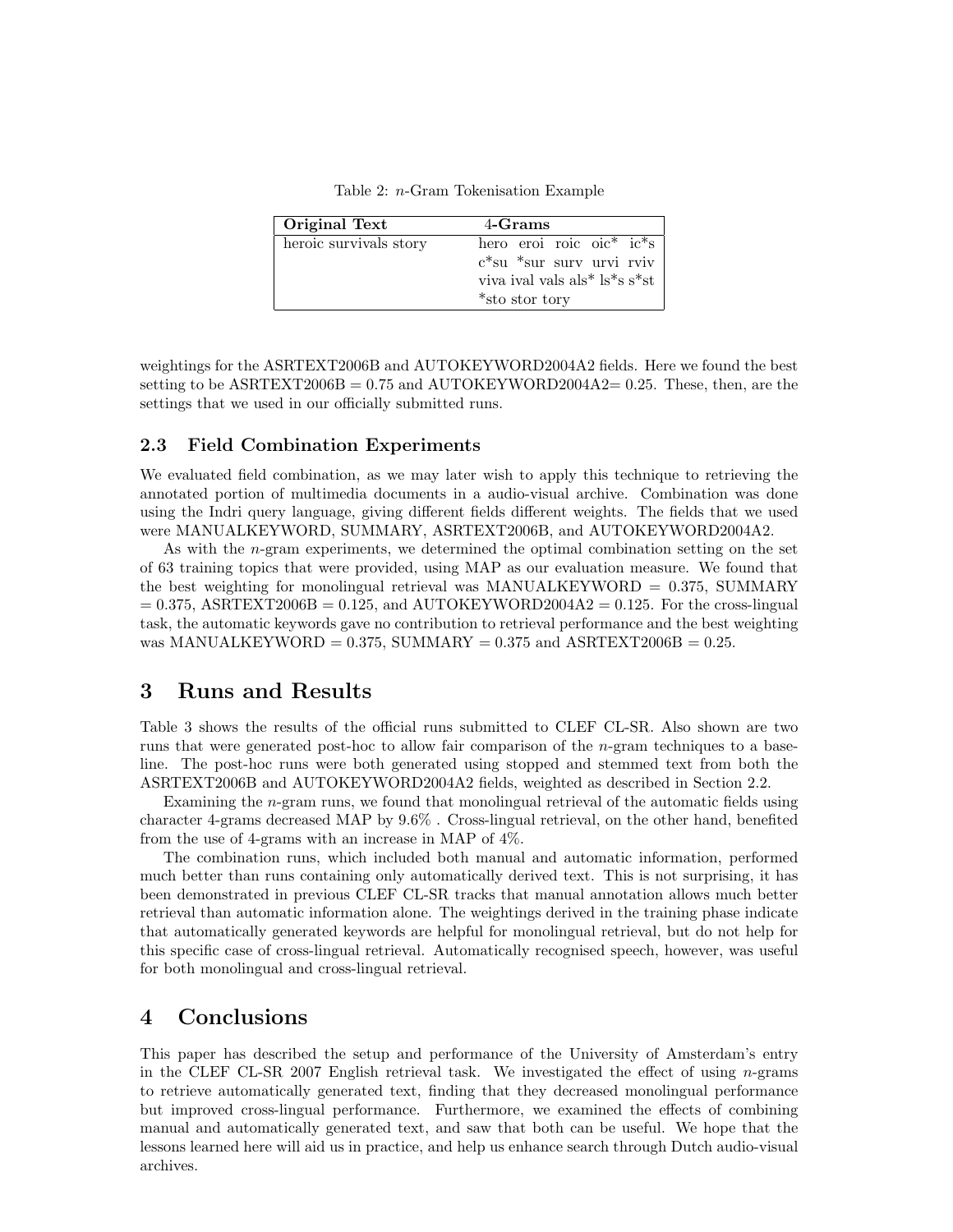Table 2: $n$-Gram Tokenisation Example

| Original Text | 4-Grams |
|---|---|
| heroic survivals story | hero eroi roic oic* ic*s c*su *sur surv urvi rviv viva ival vals als* ls*s s*st *sto stor tory |

weightings for the ASRTEXT2006B and AUTOKEYWORD2004A2 fields. Here we found the best setting to be ASRTEXT2006B = 0.75 and AUTOKEYWORD2004A2= 0.25. These, then, are the settings that we used in our officially submitted runs.

### 2.3 Field Combination Experiments

We evaluated field combination, as we may later wish to apply this technique to retrieving the annotated portion of multimedia documents in a audio-visual archive. Combination was done using the Indri query language, giving different fields different weights. The fields that we used were MANUALKEYWORD, SUMMARY, ASRTEXT2006B, and AUTOKEYWORD2004A2.

As with the $n$-gram experiments, we determined the optimal combination setting on the set of 63 training topics that were provided, using MAP as our evaluation measure. We found that the best weighting for monolingual retrieval was MANUALKEYWORD = 0.375, SUMMARY = 0.375, ASRTEXT2006B = 0.125, and AUTOKEYWORD2004A2 = 0.125. For the cross-lingual task, the automatic keywords gave no contribution to retrieval performance and the best weighting was MANUALKEYWORD = 0.375, SUMMARY = 0.375 and ASRTEXT2006B = 0.25.

## 3 Runs and Results

Table 3 shows the results of the official runs submitted to CLEF CL-SR. Also shown are two runs that were generated post-hoc to allow fair comparison of the $n$-gram techniques to a baseline. The post-hoc runs were both generated using stopped and stemmed text from both the ASRTEXT2006B and AUTOKEYWORD2004A2 fields, weighted as described in Section 2.2.

Examining the $n$-gram runs, we found that monolingual retrieval of the automatic fields using character 4-grams decreased MAP by 9.6% . Cross-lingual retrieval, on the other hand, benefited from the use of 4-grams with an increase in MAP of 4%.

The combination runs, which included both manual and automatic information, performed much better than runs containing only automatically derived text. This is not surprising, it has been demonstrated in previous CLEF CL-SR tracks that manual annotation allows much better retrieval than automatic information alone. The weightings derived in the training phase indicate that automatically generated keywords are helpful for monolingual retrieval, but do not help for this specific case of cross-lingual retrieval. Automatically recognised speech, however, was useful for both monolingual and cross-lingual retrieval.

## 4 Conclusions

This paper has described the setup and performance of the University of Amsterdam's entry in the CLEF CL-SR 2007 English retrieval task. We investigated the effect of using $n$-grams to retrieve automatically generated text, finding that they decreased monolingual performance but improved cross-lingual performance. Furthermore, we examined the effects of combining manual and automatically generated text, and saw that both can be useful. We hope that the lessons learned here will aid us in practice, and help us enhance search through Dutch audio-visual archives.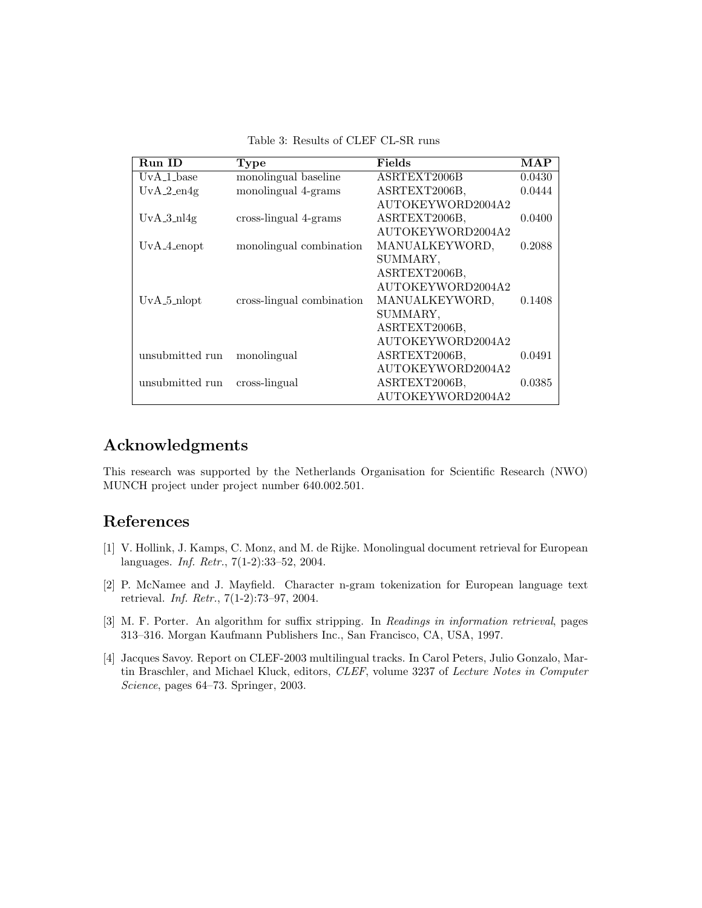Table 3: Results of CLEF CL-SR runs

| Run ID | Type | Fields | MAP |
| --- | --- | --- | --- |
| UvA_1_base | monolingual baseline | ASRTEXT2006B | 0.0430 |
| UvA_2_en4g | monolingual 4-grams | ASRTEXT2006B, AUTOKEYWORD2004A2 | 0.0444 |
| UvA_3_nl4g | cross-lingual 4-grams | ASRTEXT2006B, AUTOKEYWORD2004A2 | 0.0400 |
| UvA_4_enopt | monolingual combination | MANUALKEYWORD, SUMMARY, ASRTEXT2006B, AUTOKEYWORD2004A2 | 0.2088 |
| UvA_5_nlopt | cross-lingual combination | MANUALKEYWORD, SUMMARY, ASRTEXT2006B, AUTOKEYWORD2004A2 | 0.1408 |
| unsubmitted run | monolingual | ASRTEXT2006B, AUTOKEYWORD2004A2 | 0.0491 |
| unsubmitted run | cross-lingual | ASRTEXT2006B, AUTOKEYWORD2004A2 | 0.0385 |

## Acknowledgments

This research was supported by the Netherlands Organisation for Scientific Research (NWO) MUNCH project under project number 640.002.501.

## References

[1] V. Hollink, J. Kamps, C. Monz, and M. de Rijke. Monolingual document retrieval for European languages. *Inf. Retr.*, 7(1-2):33–52, 2004.

[2] P. McNamee and J. Mayfield. Character n-gram tokenization for European language text retrieval. *Inf. Retr.*, 7(1-2):73–97, 2004.

[3] M. F. Porter. An algorithm for suffix stripping. In *Readings in information retrieval*, pages 313–316. Morgan Kaufmann Publishers Inc., San Francisco, CA, USA, 1997.

[4] Jacques Savoy. Report on CLEF-2003 multilingual tracks. In Carol Peters, Julio Gonzalo, Martin Braschler, and Michael Kluck, editors, *CLEF*, volume 3237 of *Lecture Notes in Computer Science*, pages 64–73. Springer, 2003.